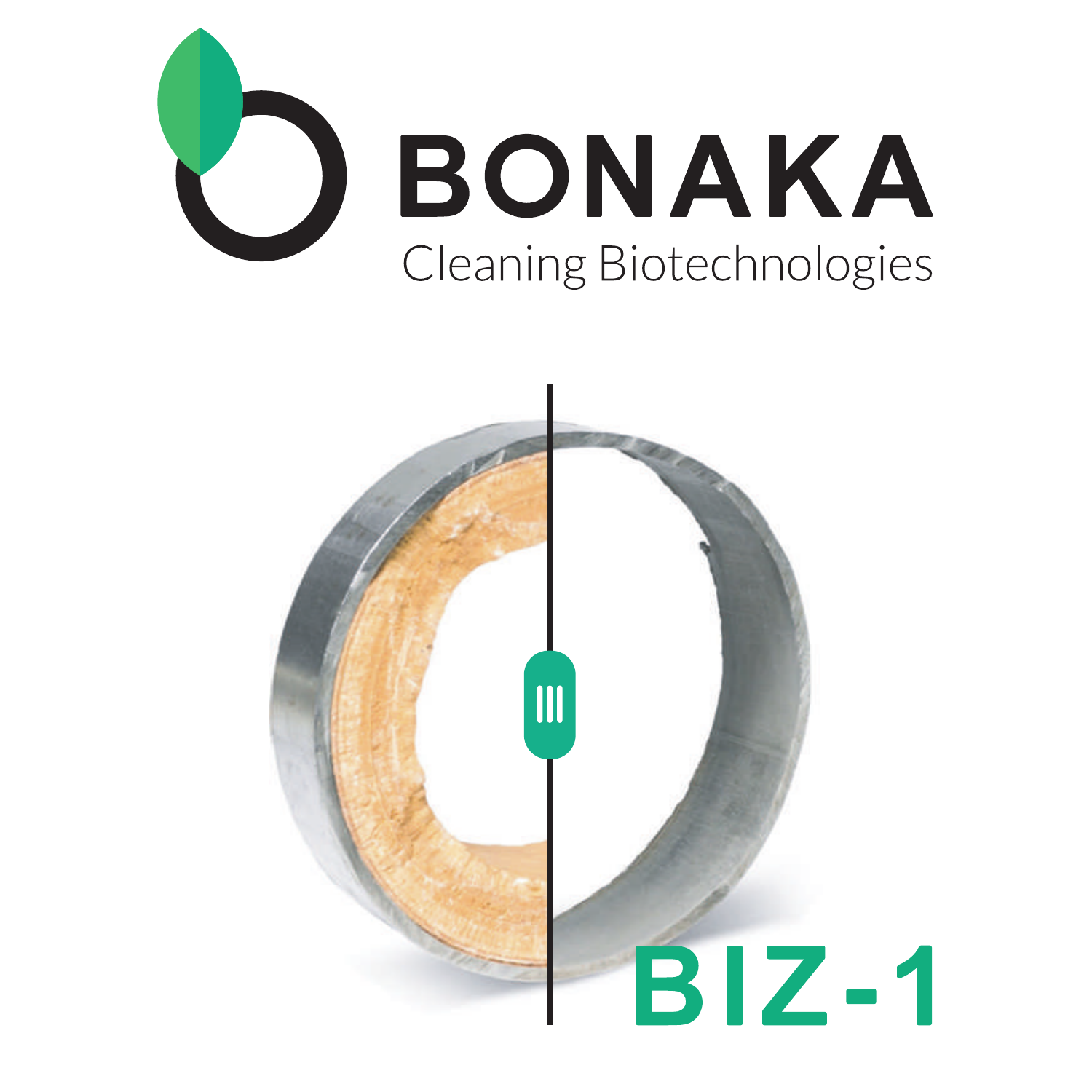# BONAKA

Cleaning Biotechnologies

# BIZ-1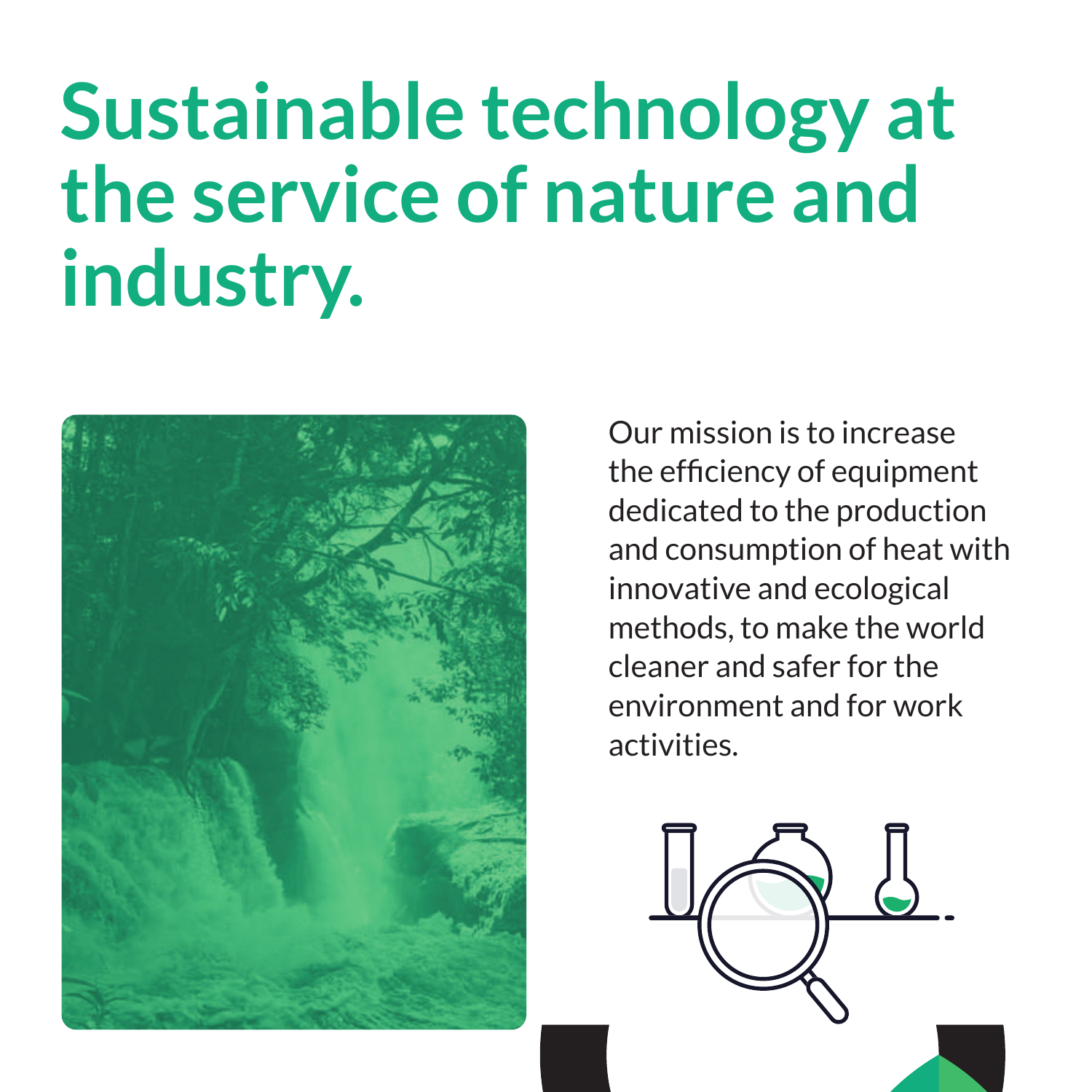# Sustainable technology at the service of nature and industry.

Our mission is to increase the efficiency of equipment dedicated to the production and consumption of heat with innovative and ecological methods, to make the world cleaner and safer for the environment and for work activities.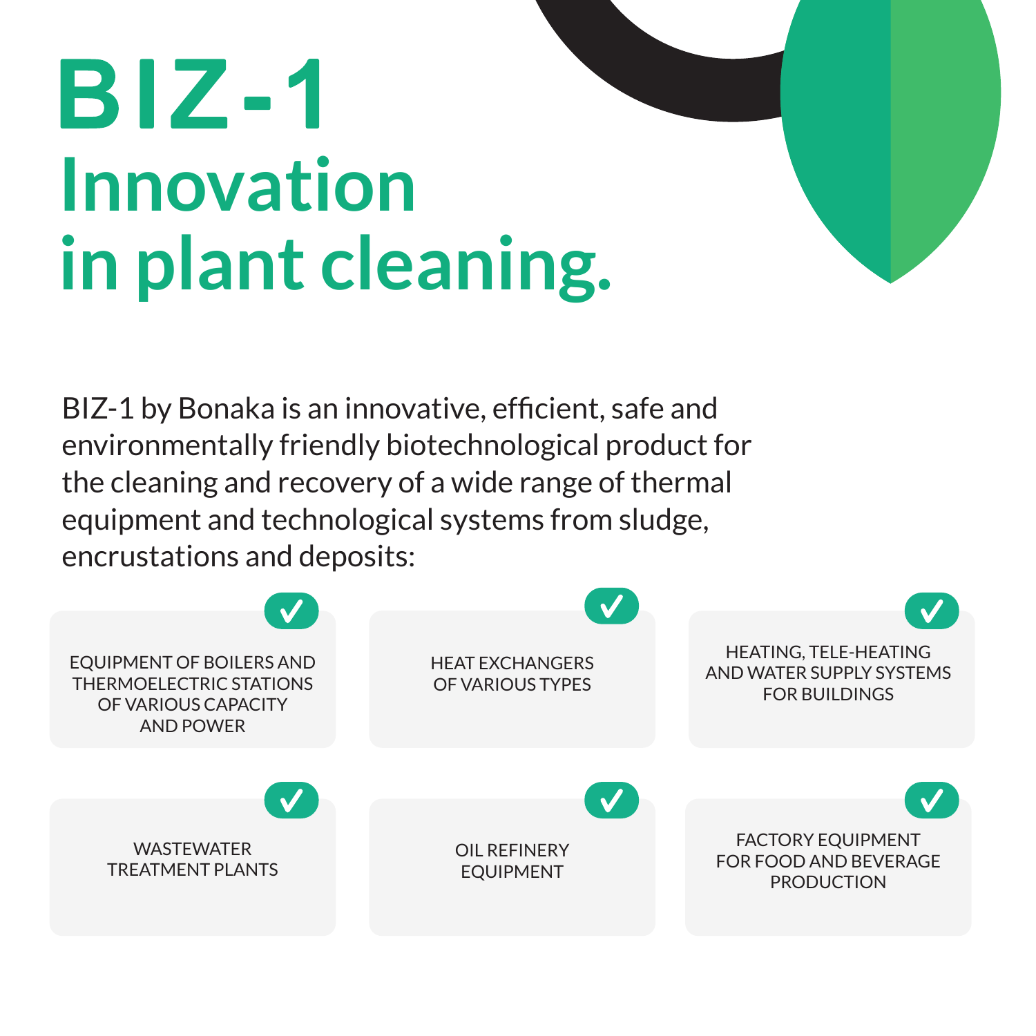# BIZ-1
# Innovation in plant cleaning.

BIZ-1 by Bonaka is an innovative, efficient, safe and environmentally friendly biotechnological product for the cleaning and recovery of a wide range of thermal equipment and technological systems from sludge, encrustations and deposits:

- EQUIPMENT OF BOILERS AND THERMOELECTRIC STATIONS OF VARIOUS CAPACITY AND POWER
- HEAT EXCHANGERS OF VARIOUS TYPES
- HEATING, TELE-HEATING AND WATER SUPPLY SYSTEMS FOR BUILDINGS
- WASTEWATER TREATMENT PLANTS
- OIL REFINERY EQUIPMENT
- FACTORY EQUIPMENT FOR FOOD AND BEVERAGE PRODUCTION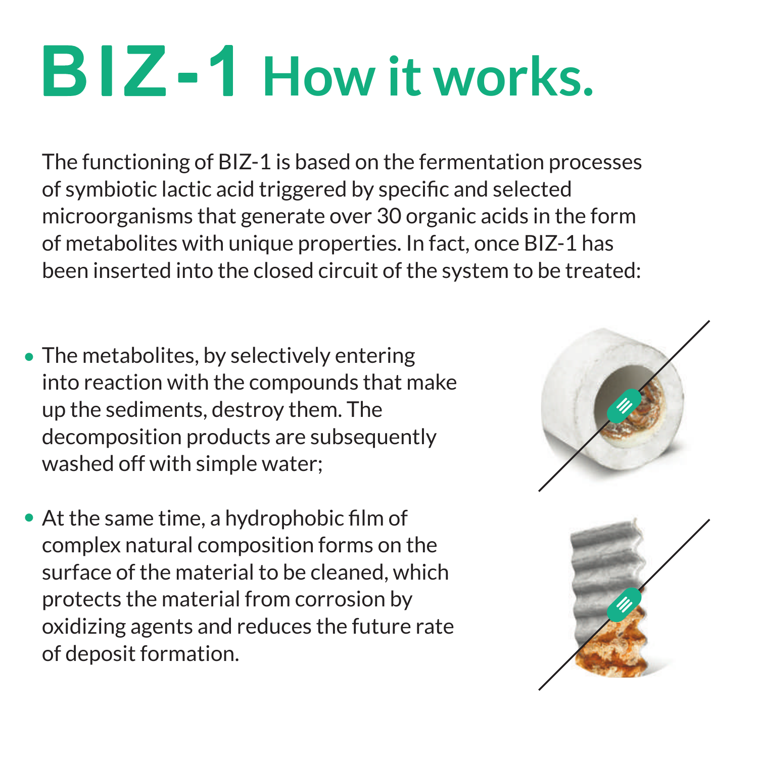# BIZ-1 How it works.

The functioning of BIZ-1 is based on the fermentation processes of symbiotic lactic acid triggered by specific and selected microorganisms that generate over 30 organic acids in the form of metabolites with unique properties. In fact, once BIZ-1 has been inserted into the closed circuit of the system to be treated:

- The metabolites, by selectively entering into reaction with the compounds that make up the sediments, destroy them. The decomposition products are subsequently washed off with simple water;
- At the same time, a hydrophobic film of complex natural composition forms on the surface of the material to be cleaned, which protects the material from corrosion by oxidizing agents and reduces the future rate of deposit formation.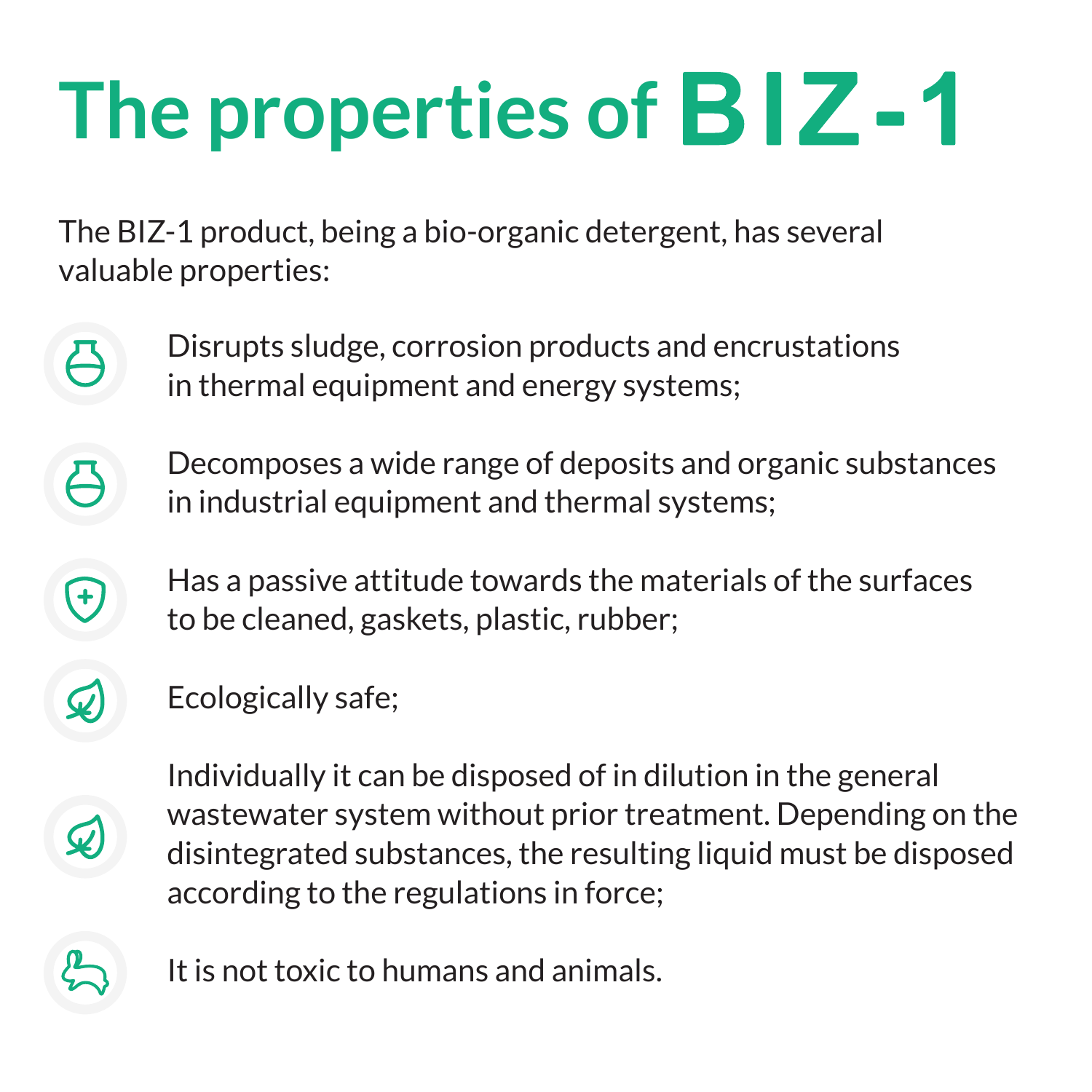# The properties of BIZ-1

The BIZ-1 product, being a bio-organic detergent, has several valuable properties:

- Disrupts sludge, corrosion products and encrustations in thermal equipment and energy systems;
- Decomposes a wide range of deposits and organic substances in industrial equipment and thermal systems;
- Has a passive attitude towards the materials of the surfaces to be cleaned, gaskets, plastic, rubber;
- Ecologically safe;
- Individually it can be disposed of in dilution in the general wastewater system without prior treatment. Depending on the disintegrated substances, the resulting liquid must be disposed according to the regulations in force;
- It is not toxic to humans and animals.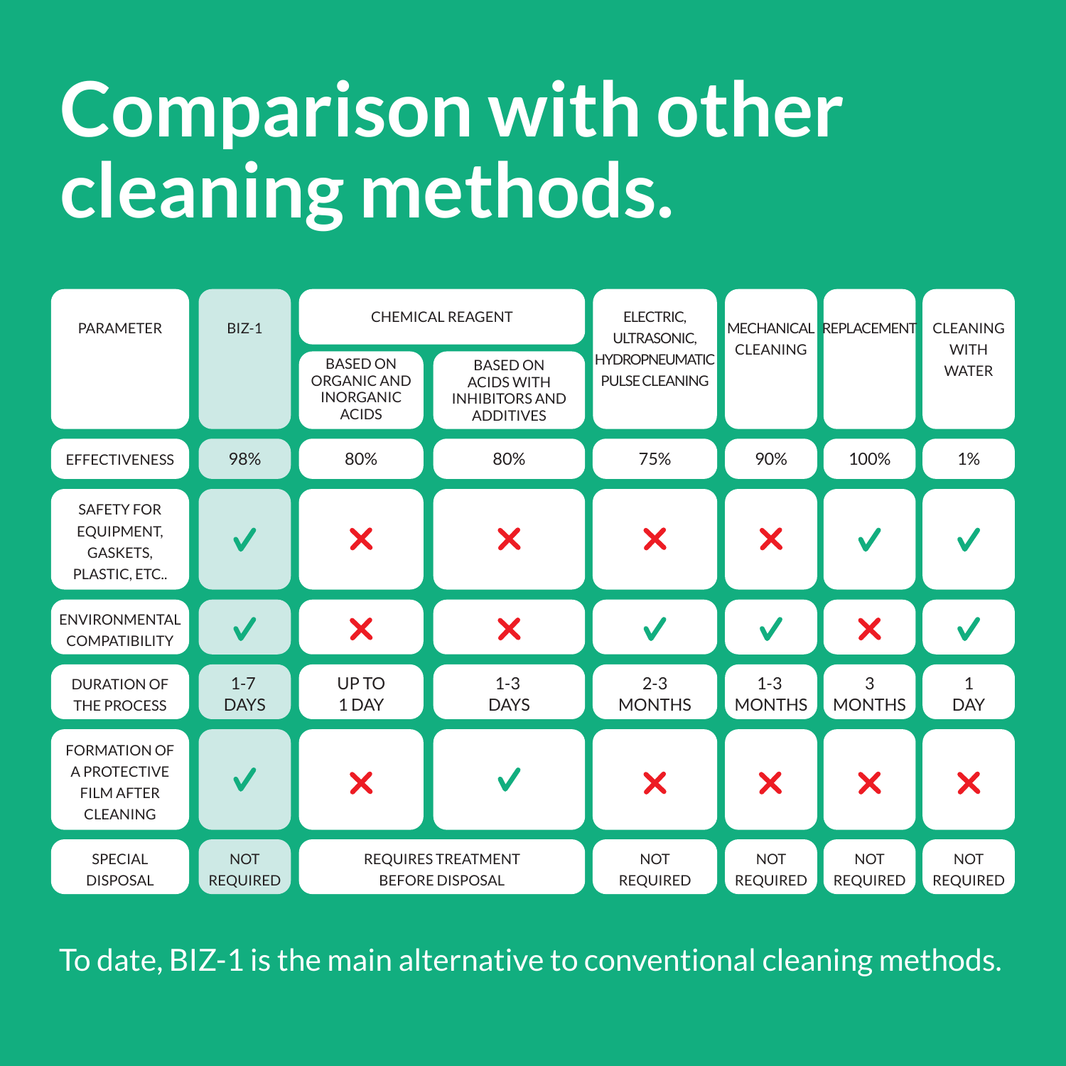# Comparison with other cleaning methods.

| PARAMETER | BIZ-1 | CHEMICAL REAGENT | | ELECTRIC, ULTRASONIC, HYDROPNEUMATIC PULSE CLEANING | MECHANICAL CLEANING | REPLACEMENT | CLEANING WITH WATER |
|---|---|---|---|---|---|---|---|
| | | BASED ON ORGANIC AND INORGANIC ACIDS | BASED ON ACIDS WITH INHIBITORS AND ADDITIVES | | | | |
| EFFECTIVENESS | 98% | 80% | 80% | 75% | 90% | 100% | 1% |
| SAFETY FOR EQUIPMENT, GASKETS, PLASTIC, ETC.. | ✓ | ✗ | ✗ | ✗ | ✗ | ✓ | ✓ |
| ENVIRONMENTAL COMPATIBILITY | ✓ | ✗ | ✗ | ✓ | ✓ | ✗ | ✓ |
| DURATION OF THE PROCESS | 1-7 DAYS | UP TO 1 DAY | 1-3 DAYS | 2-3 MONTHS | 1-3 MONTHS | 3 MONTHS | 1 DAY |
| FORMATION OF A PROTECTIVE FILM AFTER CLEANING | ✓ | ✗ | ✓ | ✗ | ✗ | ✗ | ✗ |
| SPECIAL DISPOSAL | NOT REQUIRED | REQUIRES TREATMENT BEFORE DISPOSAL | | NOT REQUIRED | NOT REQUIRED | NOT REQUIRED | NOT REQUIRED |

To date, BIZ-1 is the main alternative to conventional cleaning methods.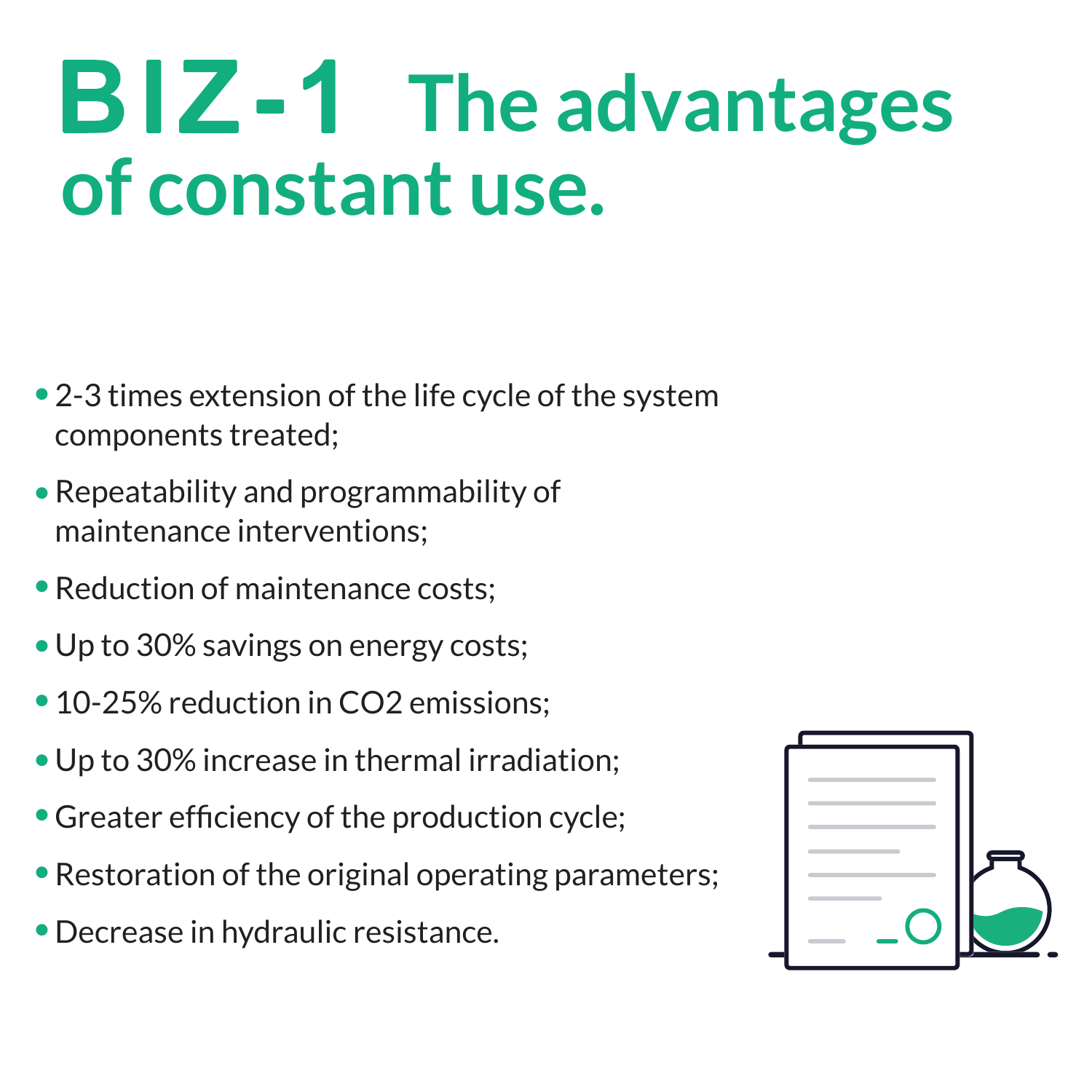# BIZ-1 The advantages of constant use.

- 2-3 times extension of the life cycle of the system components treated;
- Repeatability and programmability of maintenance interventions;
- Reduction of maintenance costs;
- Up to 30% savings on energy costs;
- 10-25% reduction in $CO_2$ emissions;
- Up to 30% increase in thermal irradiation;
- Greater efficiency of the production cycle;
- Restoration of the original operating parameters;
- Decrease in hydraulic resistance.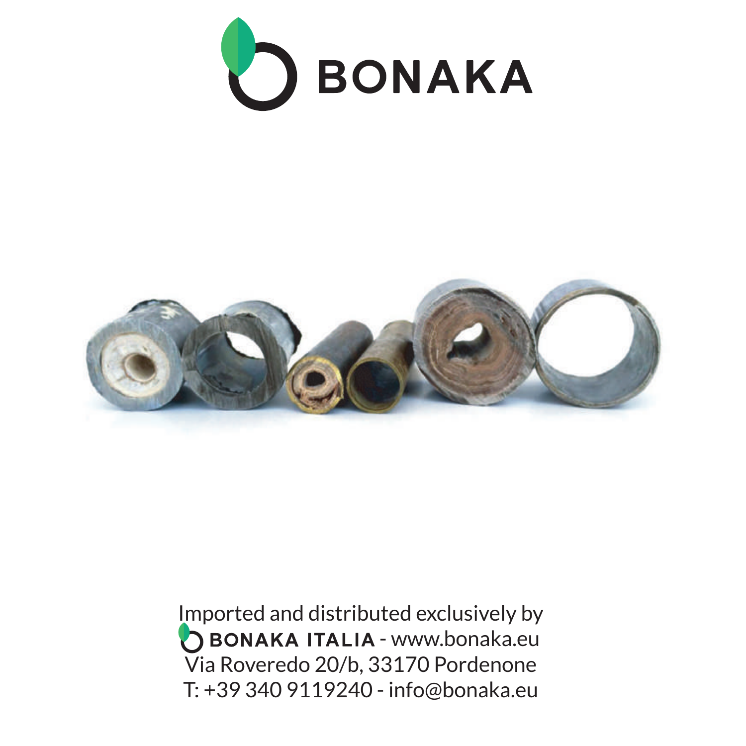# BONAKA

Imported and distributed exclusively by
**BONAKA ITALIA** - www.bonaka.eu
Via Roveredo 20/b, 33170 Pordenone
T: +39 340 9119240 - info@bonaka.eu